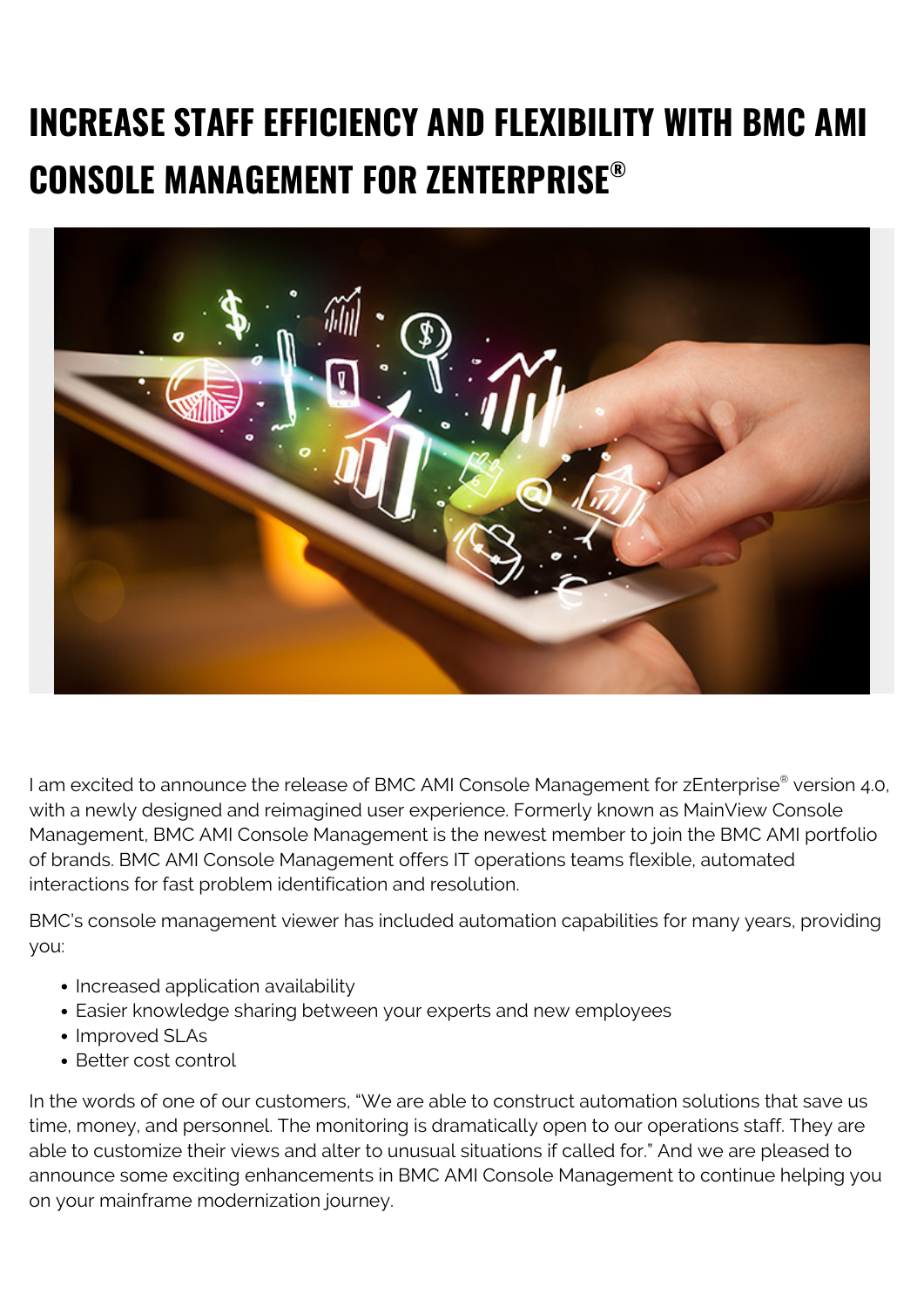# INCREASE STAFF EFFICIENCY AND FLEXIBILITY WITH BMC AMI CONSOLE MANAGEMENT FOR ZENTERPRISE®

I am excited to announce the release of BMC AMI Console Management for zEnterprise® version 4.0, with a newly designed and reimagined user experience. Formerly known as MainView Console Management, BMC AMI Console Management is the newest member to join the BMC AMI portfolio of brands. BMC AMI Console Management offers IT operations teams flexible, automated interactions for fast problem identification and resolution.

BMC's console management viewer has included automation capabilities for many years, providing you:

- Increased application availability
- Easier knowledge sharing between your experts and new employees
- Improved SLAs
- Better cost control

In the words of one of our customers, "We are able to construct automation solutions that save us time, money, and personnel. The monitoring is dramatically open to our operations staff. They are able to customize their views and alter to unusual situations if called for." And we are pleased to announce some exciting enhancements in BMC AMI Console Management to continue helping you on your mainframe modernization journey.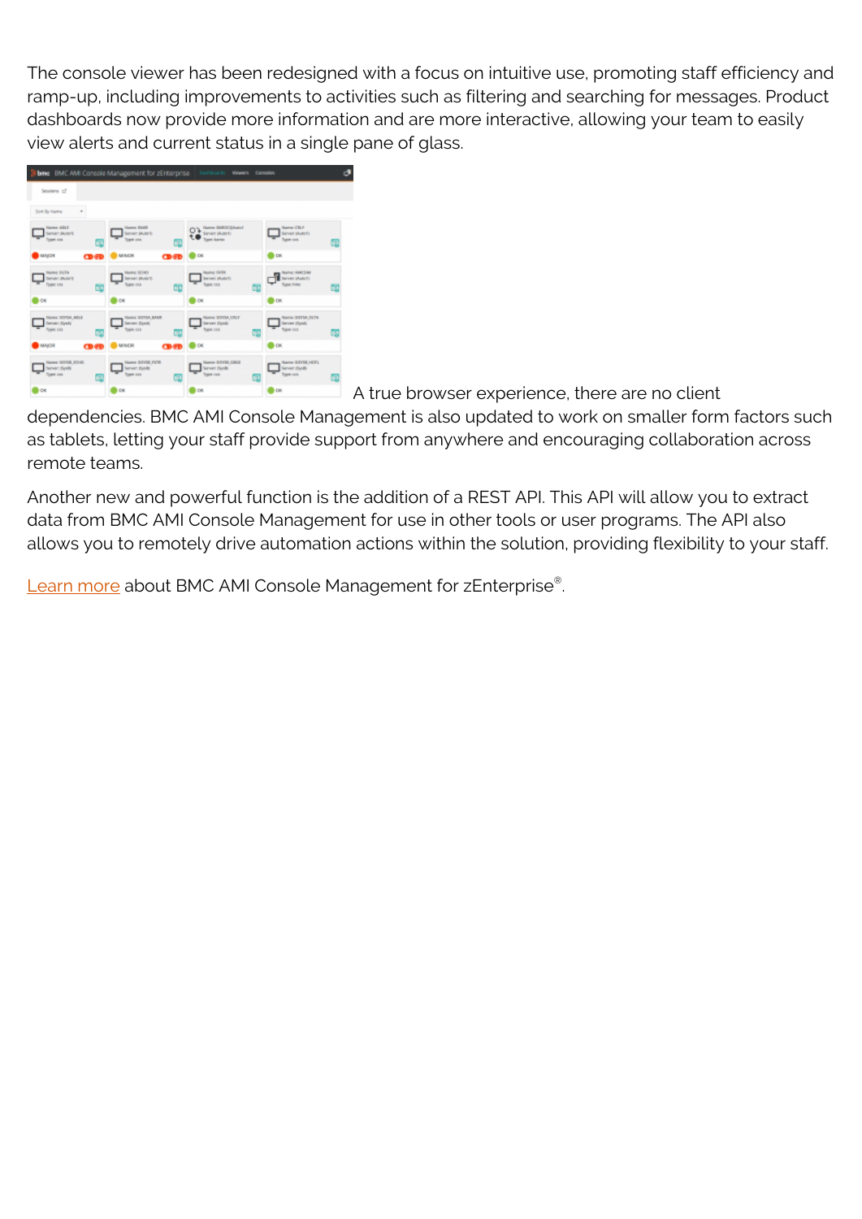The console viewer has been redesigned with a focus on intuitive use, promoting staff efficiency and ramp-up, including improvements to activities such as filtering and searching for messages. Product dashboards now provide more information and are more interactive, allowing your team to easily view alerts and current status in a single pane of glass.

A true browser experience, there are no client dependencies. BMC AMI Console Management is also updated to work on smaller form factors such as tablets, letting your staff provide support from anywhere and encouraging collaboration across remote teams.

Another new and powerful function is the addition of a REST API. This API will allow you to extract data from BMC AMI Console Management for use in other tools or user programs. The API also allows you to remotely drive automation actions within the solution, providing flexibility to your staff.

Learn more about BMC AMI Console Management for zEnterprise®.